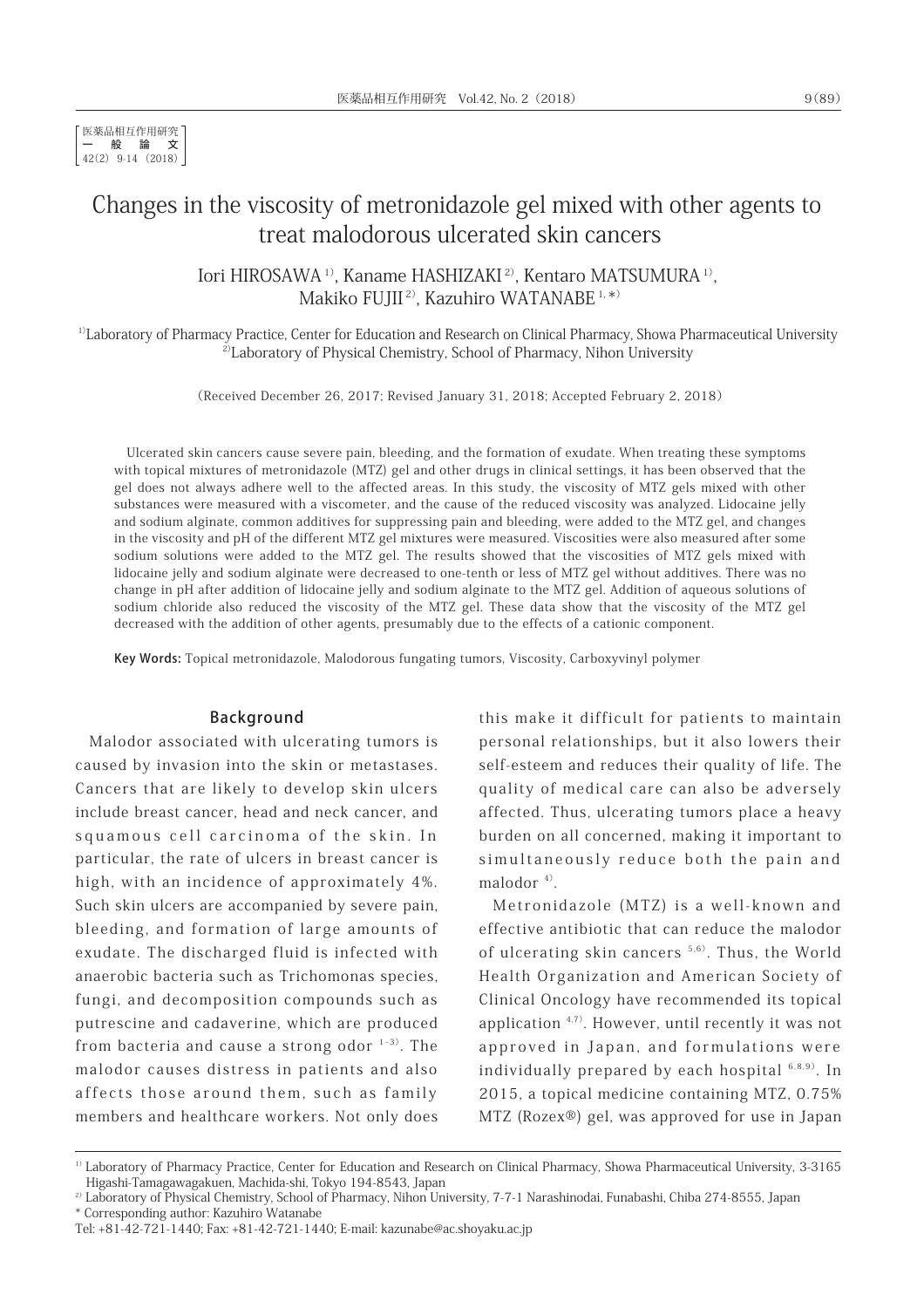医薬品相互作用研究
一 般 論 文
42(2) 9-14 (2018)

# Changes in the viscosity of metronidazole gel mixed with other agents to treat malodorous ulcerated skin cancers

Iori HIROSAWA [1], Kaname HASHIZAKI [2], Kentaro MATSUMURA [1], Makiko FUJII [2], Kazuhiro WATANABE [1, *]

[1] Laboratory of Pharmacy Practice, Center for Education and Research on Clinical Pharmacy, Showa Pharmaceutical University
[2] Laboratory of Physical Chemistry, School of Pharmacy, Nihon University

(Received December 26, 2017; Revised January 31, 2018; Accepted February 2, 2018)

Ulcerated skin cancers cause severe pain, bleeding, and the formation of exudate. When treating these symptoms with topical mixtures of metronidazole (MTZ) gel and other drugs in clinical settings, it has been observed that the gel does not always adhere well to the affected areas. In this study, the viscosity of MTZ gels mixed with other substances were measured with a viscometer, and the cause of the reduced viscosity was analyzed. Lidocaine jelly and sodium alginate, common additives for suppressing pain and bleeding, were added to the MTZ gel, and changes in the viscosity and pH of the different MTZ gel mixtures were measured. Viscosities were also measured after some sodium solutions were added to the MTZ gel. The results showed that the viscosities of MTZ gels mixed with lidocaine jelly and sodium alginate were decreased to one-tenth or less of MTZ gel without additives. There was no change in pH after addition of lidocaine jelly and sodium alginate to the MTZ gel. Addition of aqueous solutions of sodium chloride also reduced the viscosity of the MTZ gel. These data show that the viscosity of the MTZ gel decreased with the addition of other agents, presumably due to the effects of a cationic component.

**Key Words:** Topical metronidazole, Malodorous fungating tumors, Viscosity, Carboxyvinyl polymer

## Background

Malodor associated with ulcerating tumors is caused by invasion into the skin or metastases. Cancers that are likely to develop skin ulcers include breast cancer, head and neck cancer, and squamous cell carcinoma of the skin. In particular, the rate of ulcers in breast cancer is high, with an incidence of approximately 4%. Such skin ulcers are accompanied by severe pain, bleeding, and formation of large amounts of exudate. The discharged fluid is infected with anaerobic bacteria such as Trichomonas species, fungi, and decomposition compounds such as putrescine and cadaverine, which are produced from bacteria and cause a strong odor [1-3]. The malodor causes distress in patients and also affects those around them, such as family members and healthcare workers. Not only does this make it difficult for patients to maintain personal relationships, but it also lowers their self-esteem and reduces their quality of life. The quality of medical care can also be adversely affected. Thus, ulcerating tumors place a heavy burden on all concerned, making it important to simultaneously reduce both the pain and malodor [4].

Metronidazole (MTZ) is a well-known and effective antibiotic that can reduce the malodor of ulcerating skin cancers [5,6]. Thus, the World Health Organization and American Society of Clinical Oncology have recommended its topical application [4,7]. However, until recently it was not approved in Japan, and formulations were individually prepared by each hospital [6,8,9]. In 2015, a topical medicine containing MTZ, 0.75% MTZ (Rozex®) gel, was approved for use in Japan

---

[1] Laboratory of Pharmacy Practice, Center for Education and Research on Clinical Pharmacy, Showa Pharmaceutical University, 3-3165 Higashi-Tamagawagakuen, Machida-shi, Tokyo 194-8543, Japan
[2] Laboratory of Physical Chemistry, School of Pharmacy, Nihon University, 7-7-1 Narashinodai, Funabashi, Chiba 274-8555, Japan
* Corresponding author: Kazuhiro Watanabe
Tel: +81-42-721-1440; Fax: +81-42-721-1440; E-mail: kazunabe@ac.shoyaku.ac.jp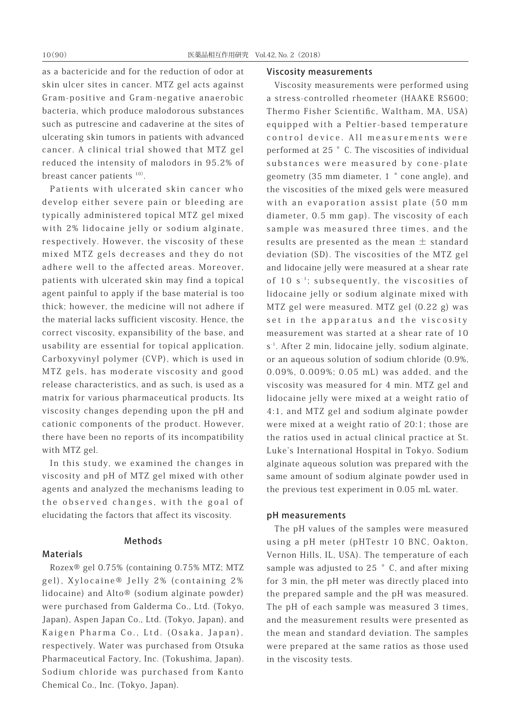as a bactericide and for the reduction of odor at skin ulcer sites in cancer. MTZ gel acts against Gram-positive and Gram-negative anaerobic bacteria, which produce malodorous substances such as putrescine and cadaverine at the sites of ulcerating skin tumors in patients with advanced cancer. A clinical trial showed that MTZ gel reduced the intensity of malodors in 95.2% of breast cancer patients [10].

Patients with ulcerated skin cancer who develop either severe pain or bleeding are typically administered topical MTZ gel mixed with 2% lidocaine jelly or sodium alginate, respectively. However, the viscosity of these mixed MTZ gels decreases and they do not adhere well to the affected areas. Moreover, patients with ulcerated skin may find a topical agent painful to apply if the base material is too thick; however, the medicine will not adhere if the material lacks sufficient viscosity. Hence, the correct viscosity, expansibility of the base, and usability are essential for topical application. Carboxyvinyl polymer (CVP), which is used in MTZ gels, has moderate viscosity and good release characteristics, and as such, is used as a matrix for various pharmaceutical products. Its viscosity changes depending upon the pH and cationic components of the product. However, there have been no reports of its incompatibility with MTZ gel.

In this study, we examined the changes in viscosity and pH of MTZ gel mixed with other agents and analyzed the mechanisms leading to the observed changes, with the goal of elucidating the factors that affect its viscosity.

## Methods

### Materials

Rozex® gel 0.75% (containing 0.75% MTZ; MTZ gel), Xylocaine® Jelly 2% (containing 2% lidocaine) and Alto® (sodium alginate powder) were purchased from Galderma Co., Ltd. (Tokyo, Japan), Aspen Japan Co., Ltd. (Tokyo, Japan), and Kaigen Pharma Co., Ltd. (Osaka, Japan), respectively. Water was purchased from Otsuka Pharmaceutical Factory, Inc. (Tokushima, Japan). Sodium chloride was purchased from Kanto Chemical Co., Inc. (Tokyo, Japan).

### Viscosity measurements

Viscosity measurements were performed using a stress-controlled rheometer (HAAKE RS600; Thermo Fisher Scientific, Waltham, MA, USA) equipped with a Peltier-based temperature control device. All measurements were performed at 25 ° C. The viscosities of individual substances were measured by cone-plate geometry (35 mm diameter, 1 ° cone angle), and the viscosities of the mixed gels were measured with an evaporation assist plate (50 mm diameter, 0.5 mm gap). The viscosity of each sample was measured three times, and the results are presented as the mean ± standard deviation (SD). The viscosities of the MTZ gel and lidocaine jelly were measured at a shear rate of 10 $s^{-1}$; subsequently, the viscosities of lidocaine jelly or sodium alginate mixed with MTZ gel were measured. MTZ gel (0.22 g) was set in the apparatus and the viscosity measurement was started at a shear rate of 10 $s^{-1}$. After 2 min, lidocaine jelly, sodium alginate, or an aqueous solution of sodium chloride (0.9%, 0.09%, 0.009%; 0.05 mL) was added, and the viscosity was measured for 4 min. MTZ gel and lidocaine jelly were mixed at a weight ratio of 4:1, and MTZ gel and sodium alginate powder were mixed at a weight ratio of 20:1; those are the ratios used in actual clinical practice at St. Luke's International Hospital in Tokyo. Sodium alginate aqueous solution was prepared with the same amount of sodium alginate powder used in the previous test experiment in 0.05 mL water.

### pH measurements

The pH values of the samples were measured using a pH meter (pHTestr 10 BNC, Oakton, Vernon Hills, IL, USA). The temperature of each sample was adjusted to 25 ° C, and after mixing for 3 min, the pH meter was directly placed into the prepared sample and the pH was measured. The pH of each sample was measured 3 times, and the measurement results were presented as the mean and standard deviation. The samples were prepared at the same ratios as those used in the viscosity tests.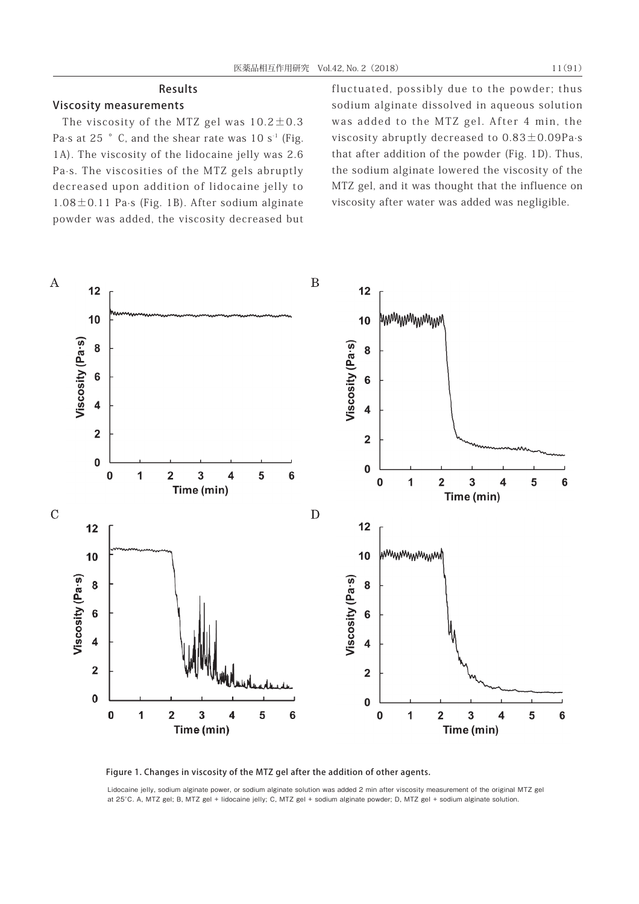## Results

### Viscosity measurements

The viscosity of the MTZ gel was 10.2±0.3 Pa·s at 25 ° C, and the shear rate was 10 $s^{-1}$ (Fig. 1A). The viscosity of the lidocaine jelly was 2.6 Pa·s. The viscosities of the MTZ gels abruptly decreased upon addition of lidocaine jelly to 1.08±0.11 Pa·s (Fig. 1B). After sodium alginate powder was added, the viscosity decreased but fluctuated, possibly due to the powder; thus sodium alginate dissolved in aqueous solution was added to the MTZ gel. After 4 min, the viscosity abruptly decreased to 0.83±0.09Pa·s that after addition of the powder (Fig. 1D). Thus, the sodium alginate lowered the viscosity of the MTZ gel, and it was thought that the influence on viscosity after water was added was negligible.

**Figure 1. Changes in viscosity of the MTZ gel after the addition of other agents.**

Lidocaine jelly, sodium alginate power, or sodium alginate solution was added 2 min after viscosity measurement of the original MTZ gel at 25°C. A, MTZ gel; B, MTZ gel + lidocaine jelly; C, MTZ gel + sodium alginate powder; D, MTZ gel + sodium alginate solution.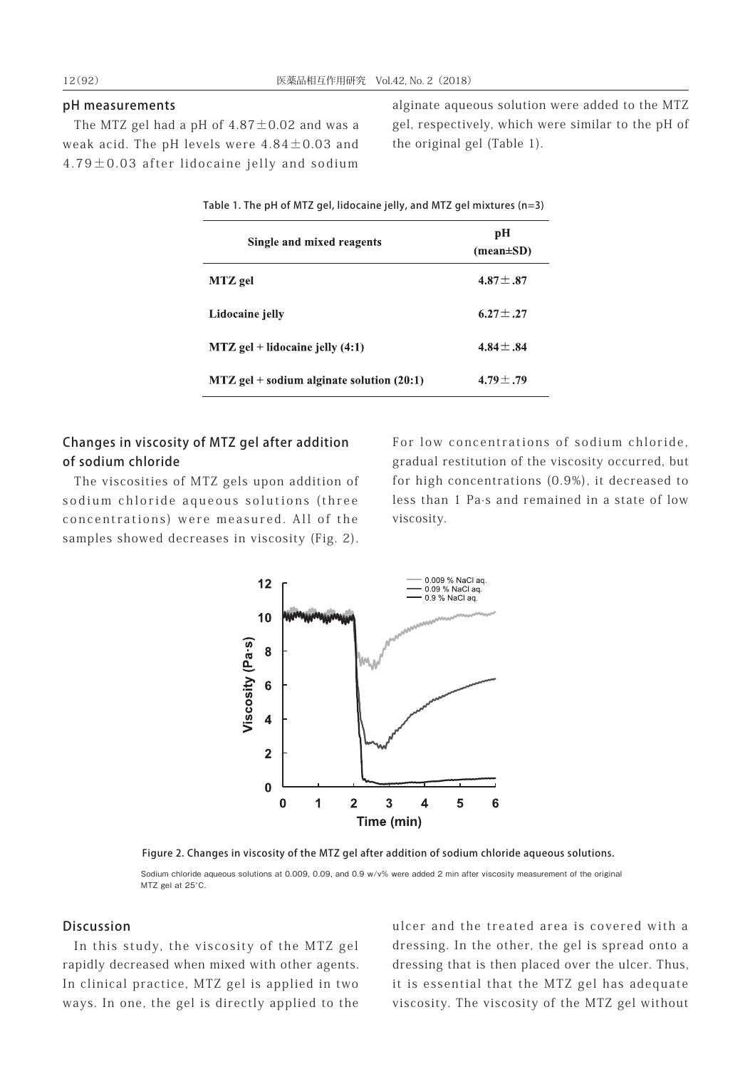## pH measurements

The MTZ gel had a pH of 4.87±0.02 and was a weak acid. The pH levels were 4.84±0.03 and 4.79±0.03 after lidocaine jelly and sodium alginate aqueous solution were added to the MTZ gel, respectively, which were similar to the pH of the original gel (Table 1).

Table 1. The pH of MTZ gel, lidocaine jelly, and MTZ gel mixtures (n=3)

| Single and mixed reagents | pH (mean±SD) |
|---|---|
| MTZ gel | 4.87±.87 |
| Lidocaine jelly | 6.27±.27 |
| MTZ gel + lidocaine jelly (4:1) | 4.84±.84 |
| MTZ gel + sodium alginate solution (20:1) | 4.79±.79 |

## Changes in viscosity of MTZ gel after addition of sodium chloride

The viscosities of MTZ gels upon addition of sodium chloride aqueous solutions (three concentrations) were measured. All of the samples showed decreases in viscosity (Fig. 2). For low concentrations of sodium chloride, gradual restitution of the viscosity occurred, but for high concentrations (0.9%), it decreased to less than 1 Pa·s and remained in a state of low viscosity.

Figure 2. Changes in viscosity of the MTZ gel after addition of sodium chloride aqueous solutions.

Sodium chloride aqueous solutions at 0.009, 0.09, and 0.9 w/v% were added 2 min after viscosity measurement of the original MTZ gel at 25°C.

## Discussion

In this study, the viscosity of the MTZ gel rapidly decreased when mixed with other agents. In clinical practice, MTZ gel is applied in two ways. In one, the gel is directly applied to the ulcer and the treated area is covered with a dressing. In the other, the gel is spread onto a dressing that is then placed over the ulcer. Thus, it is essential that the MTZ gel has adequate viscosity. The viscosity of the MTZ gel without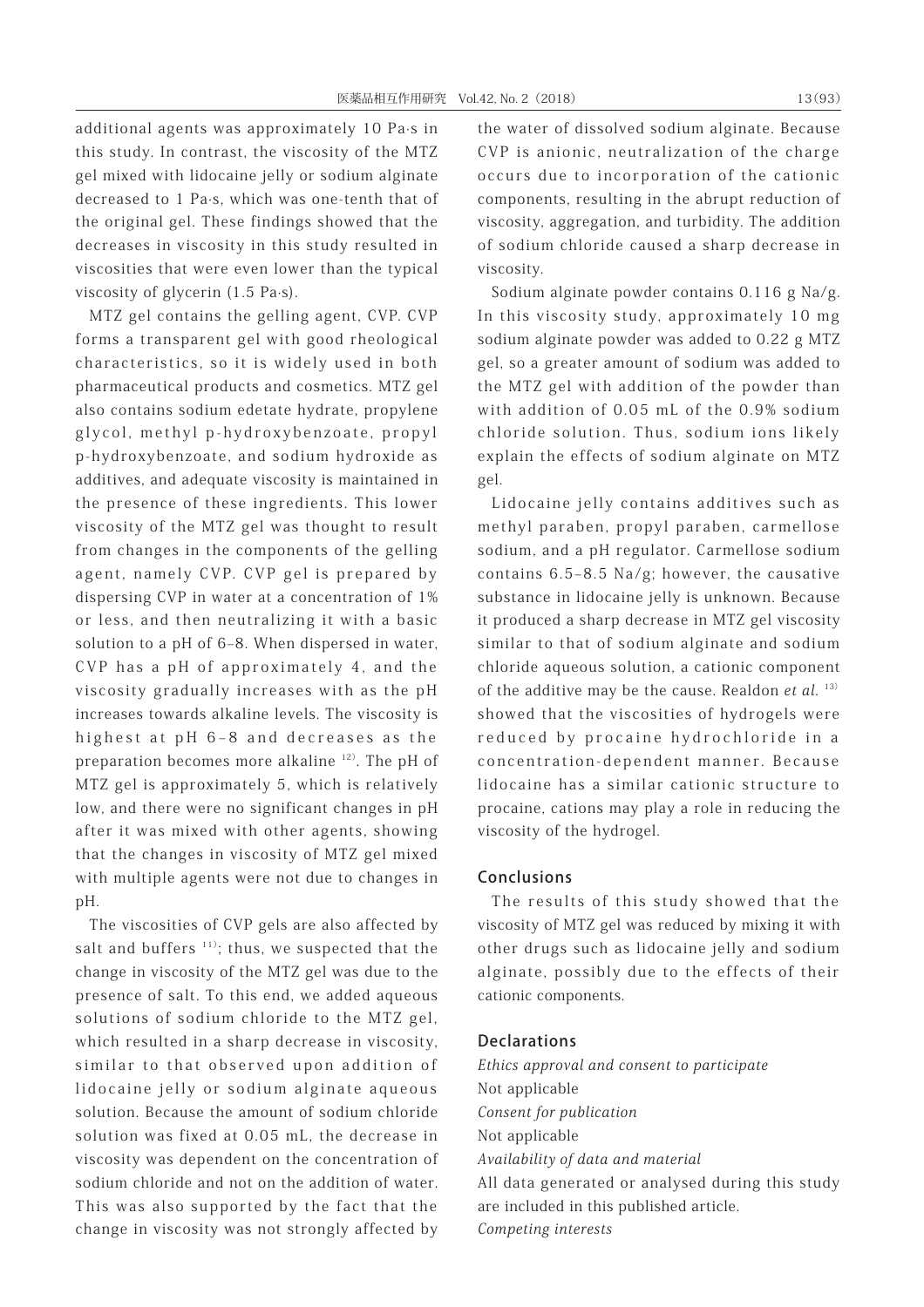additional agents was approximately 10 Pa·s in this study. In contrast, the viscosity of the MTZ gel mixed with lidocaine jelly or sodium alginate decreased to 1 Pa·s, which was one-tenth that of the original gel. These findings showed that the decreases in viscosity in this study resulted in viscosities that were even lower than the typical viscosity of glycerin (1.5 Pa·s).

MTZ gel contains the gelling agent, CVP. CVP forms a transparent gel with good rheological characteristics, so it is widely used in both pharmaceutical products and cosmetics. MTZ gel also contains sodium edetate hydrate, propylene glycol, methyl p-hydroxybenzoate, propyl p-hydroxybenzoate, and sodium hydroxide as additives, and adequate viscosity is maintained in the presence of these ingredients. This lower viscosity of the MTZ gel was thought to result from changes in the components of the gelling agent, namely CVP. CVP gel is prepared by dispersing CVP in water at a concentration of 1% or less, and then neutralizing it with a basic solution to a pH of 6–8. When dispersed in water, CVP has a pH of approximately 4, and the viscosity gradually increases with as the pH increases towards alkaline levels. The viscosity is highest at pH 6–8 and decreases as the preparation becomes more alkaline [12]. The pH of MTZ gel is approximately 5, which is relatively low, and there were no significant changes in pH after it was mixed with other agents, showing that the changes in viscosity of MTZ gel mixed with multiple agents were not due to changes in pH.

The viscosities of CVP gels are also affected by salt and buffers [11]; thus, we suspected that the change in viscosity of the MTZ gel was due to the presence of salt. To this end, we added aqueous solutions of sodium chloride to the MTZ gel, which resulted in a sharp decrease in viscosity, similar to that observed upon addition of lidocaine jelly or sodium alginate aqueous solution. Because the amount of sodium chloride solution was fixed at 0.05 mL, the decrease in viscosity was dependent on the concentration of sodium chloride and not on the addition of water. This was also supported by the fact that the change in viscosity was not strongly affected by the water of dissolved sodium alginate. Because CVP is anionic, neutralization of the charge occurs due to incorporation of the cationic components, resulting in the abrupt reduction of viscosity, aggregation, and turbidity. The addition of sodium chloride caused a sharp decrease in viscosity.

Sodium alginate powder contains 0.116 g Na/g. In this viscosity study, approximately 10 mg sodium alginate powder was added to 0.22 g MTZ gel, so a greater amount of sodium was added to the MTZ gel with addition of the powder than with addition of 0.05 mL of the 0.9% sodium chloride solution. Thus, sodium ions likely explain the effects of sodium alginate on MTZ gel.

Lidocaine jelly contains additives such as methyl paraben, propyl paraben, carmellose sodium, and a pH regulator. Carmellose sodium contains 6.5–8.5 Na/g; however, the causative substance in lidocaine jelly is unknown. Because it produced a sharp decrease in MTZ gel viscosity similar to that of sodium alginate and sodium chloride aqueous solution, a cationic component of the additive may be the cause. Realdon *et al.* [13] showed that the viscosities of hydrogels were reduced by procaine hydrochloride in a concentration-dependent manner. Because lidocaine has a similar cationic structure to procaine, cations may play a role in reducing the viscosity of the hydrogel.

## Conclusions

The results of this study showed that the viscosity of MTZ gel was reduced by mixing it with other drugs such as lidocaine jelly and sodium alginate, possibly due to the effects of their cationic components.

## Declarations

*Ethics approval and consent to participate*

Not applicable

*Consent for publication*

Not applicable

*Availability of data and material*

All data generated or analysed during this study are included in this published article.

*Competing interests*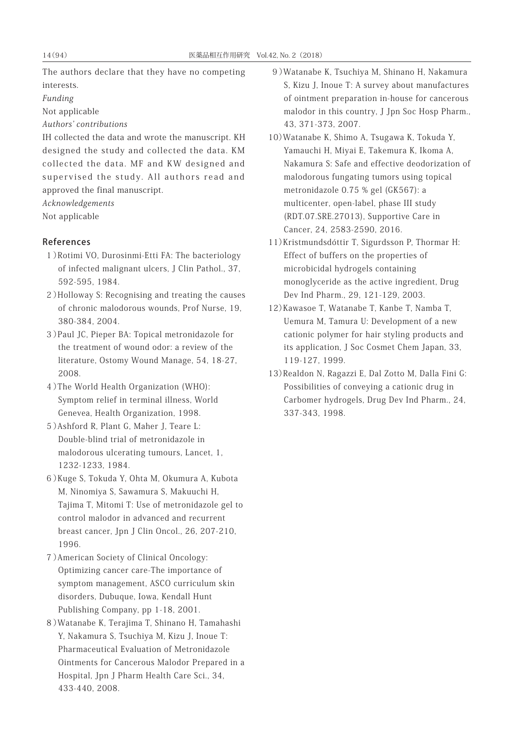The authors declare that they have no competing interests.

*Funding*

Not applicable

*Authors' contributions*

IH collected the data and wrote the manuscript. KH designed the study and collected the data. KM collected the data. MF and KW designed and supervised the study. All authors read and approved the final manuscript.

*Acknowledgements*

Not applicable

## References

1) Rotimi VO, Durosinmi-Etti FA: The bacteriology of infected malignant ulcers, J Clin Pathol., 37, 592-595, 1984.
2) Holloway S: Recognising and treating the causes of chronic malodorous wounds, Prof Nurse, 19, 380-384, 2004.
3) Paul JC, Pieper BA: Topical metronidazole for the treatment of wound odor: a review of the literature, Ostomy Wound Manage, 54, 18-27, 2008.
4) The World Health Organization (WHO): Symptom relief in terminal illness, World Genevea, Health Organization, 1998.
5) Ashford R, Plant G, Maher J, Teare L: Double-blind trial of metronidazole in malodorous ulcerating tumours, Lancet, 1, 1232-1233, 1984.
6) Kuge S, Tokuda Y, Ohta M, Okumura A, Kubota M, Ninomiya S, Sawamura S, Makuuchi H, Tajima T, Mitomi T: Use of metronidazole gel to control malodor in advanced and recurrent breast cancer, Jpn J Clin Oncol., 26, 207-210, 1996.
7) American Society of Clinical Oncology: Optimizing cancer care-The importance of symptom management, ASCO curriculum skin disorders, Dubuque, Iowa, Kendall Hunt Publishing Company, pp 1-18, 2001.
8) Watanabe K, Terajima T, Shinano H, Tamahashi Y, Nakamura S, Tsuchiya M, Kizu J, Inoue T: Pharmaceutical Evaluation of Metronidazole Ointments for Cancerous Malodor Prepared in a Hospital, Jpn J Pharm Health Care Sci., 34, 433-440, 2008.
9) Watanabe K, Tsuchiya M, Shinano H, Nakamura S, Kizu J, Inoue T: A survey about manufactures of ointment preparation in-house for cancerous malodor in this country, J Jpn Soc Hosp Pharm., 43, 371-373, 2007.
10) Watanabe K, Shimo A, Tsugawa K, Tokuda Y, Yamauchi H, Miyai E, Takemura K, Ikoma A, Nakamura S: Safe and effective deodorization of malodorous fungating tumors using topical metronidazole 0.75 % gel (GK567): a multicenter, open-label, phase III study (RDT.07.SRE.27013), Supportive Care in Cancer, 24, 2583-2590, 2016.
11) Kristmundsdóttir T, Sigurdsson P, Thormar H: Effect of buffers on the properties of microbicidal hydrogels containing monoglyceride as the active ingredient, Drug Dev Ind Pharm., 29, 121-129, 2003.
12) Kawasoe T, Watanabe T, Kanbe T, Namba T, Uemura M, Tamura U: Development of a new cationic polymer for hair styling products and its application, J Soc Cosmet Chem Japan, 33, 119-127, 1999.
13) Realdon N, Ragazzi E, Dal Zotto M, Dalla Fini G: Possibilities of conveying a cationic drug in Carbomer hydrogels, Drug Dev Ind Pharm., 24, 337-343, 1998.